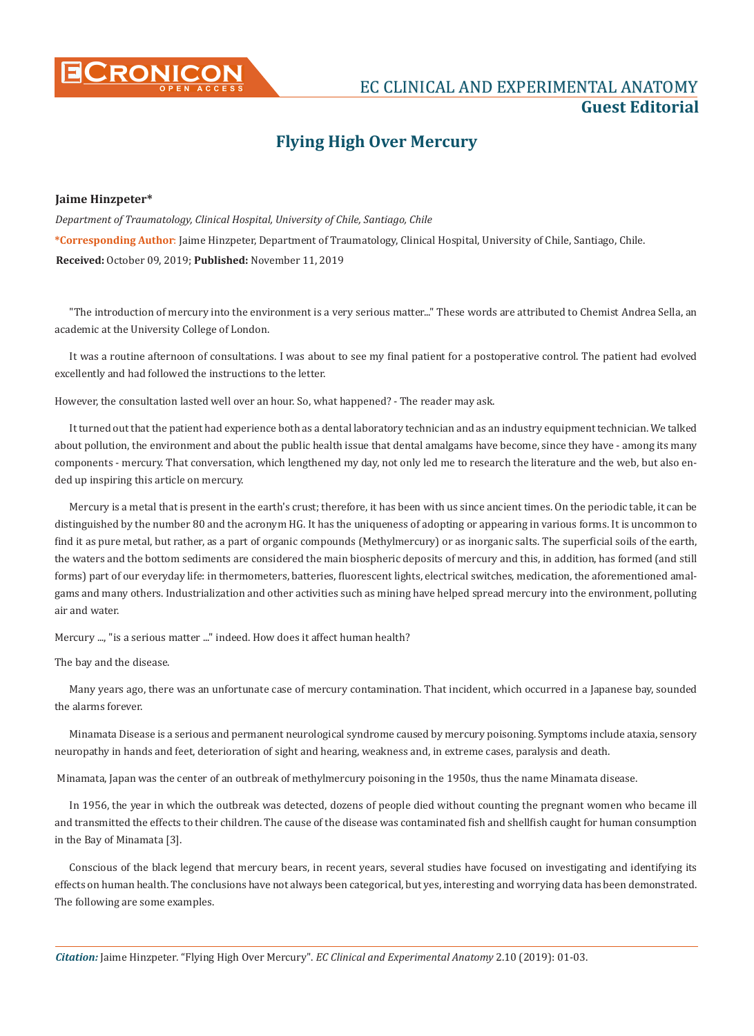**Guest Editorial**

# Flying High Over Mercury

**Jaime Hinzpeter***

*Department of Traumatology, Clinical Hospital, University of Chile, Santiago, Chile*

***Corresponding Author**: Jaime Hinzpeter, Department of Traumatology, Clinical Hospital, University of Chile, Santiago, Chile.

**Received:** October 09, 2019; **Published:** November 11, 2019

"The introduction of mercury into the environment is a very serious matter..." These words are attributed to Chemist Andrea Sella, an academic at the University College of London.

It was a routine afternoon of consultations. I was about to see my final patient for a postoperative control. The patient had evolved excellently and had followed the instructions to the letter.

However, the consultation lasted well over an hour. So, what happened? - The reader may ask.

It turned out that the patient had experience both as a dental laboratory technician and as an industry equipment technician. We talked about pollution, the environment and about the public health issue that dental amalgams have become, since they have - among its many components - mercury. That conversation, which lengthened my day, not only led me to research the literature and the web, but also ended up inspiring this article on mercury.

Mercury is a metal that is present in the earth's crust; therefore, it has been with us since ancient times. On the periodic table, it can be distinguished by the number 80 and the acronym HG. It has the uniqueness of adopting or appearing in various forms. It is uncommon to find it as pure metal, but rather, as a part of organic compounds (Methylmercury) or as inorganic salts. The superficial soils of the earth, the waters and the bottom sediments are considered the main biospheric deposits of mercury and this, in addition, has formed (and still forms) part of our everyday life: in thermometers, batteries, fluorescent lights, electrical switches, medication, the aforementioned amalgams and many others. Industrialization and other activities such as mining have helped spread mercury into the environment, polluting air and water.

Mercury ..., "is a serious matter ..." indeed. How does it affect human health?

The bay and the disease.

Many years ago, there was an unfortunate case of mercury contamination. That incident, which occurred in a Japanese bay, sounded the alarms forever.

Minamata Disease is a serious and permanent neurological syndrome caused by mercury poisoning. Symptoms include ataxia, sensory neuropathy in hands and feet, deterioration of sight and hearing, weakness and, in extreme cases, paralysis and death.

Minamata, Japan was the center of an outbreak of methylmercury poisoning in the 1950s, thus the name Minamata disease.

In 1956, the year in which the outbreak was detected, dozens of people died without counting the pregnant women who became ill and transmitted the effects to their children. The cause of the disease was contaminated fish and shellfish caught for human consumption in the Bay of Minamata [3].

Conscious of the black legend that mercury bears, in recent years, several studies have focused on investigating and identifying its effects on human health. The conclusions have not always been categorical, but yes, interesting and worrying data has been demonstrated. The following are some examples.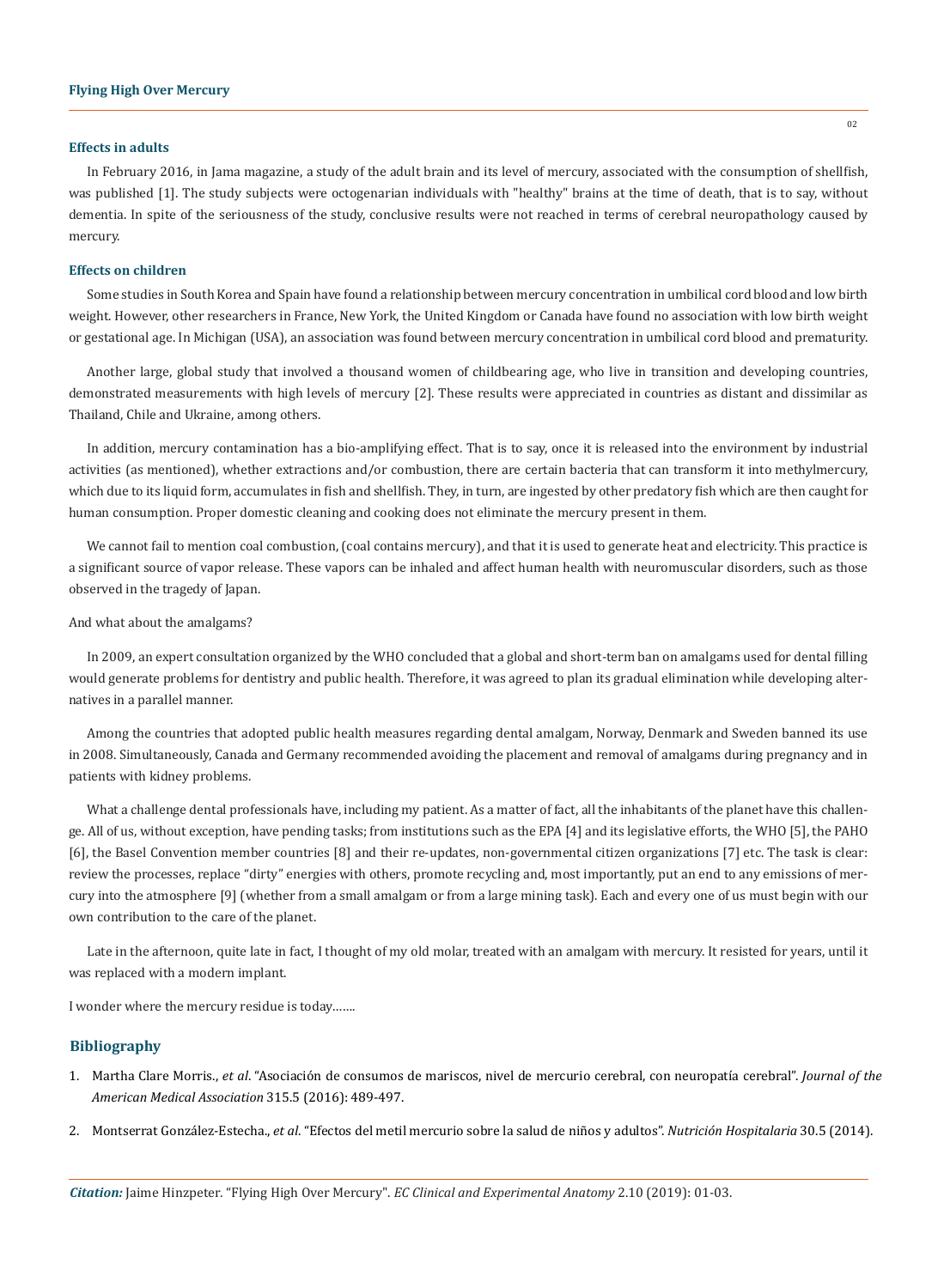### Effects in adults

In February 2016, in Jama magazine, a study of the adult brain and its level of mercury, associated with the consumption of shellfish, was published [1]. The study subjects were octogenarian individuals with "healthy" brains at the time of death, that is to say, without dementia. In spite of the seriousness of the study, conclusive results were not reached in terms of cerebral neuropathology caused by mercury.

### Effects on children

Some studies in South Korea and Spain have found a relationship between mercury concentration in umbilical cord blood and low birth weight. However, other researchers in France, New York, the United Kingdom or Canada have found no association with low birth weight or gestational age. In Michigan (USA), an association was found between mercury concentration in umbilical cord blood and prematurity.

Another large, global study that involved a thousand women of childbearing age, who live in transition and developing countries, demonstrated measurements with high levels of mercury [2]. These results were appreciated in countries as distant and dissimilar as Thailand, Chile and Ukraine, among others.

In addition, mercury contamination has a bio-amplifying effect. That is to say, once it is released into the environment by industrial activities (as mentioned), whether extractions and/or combustion, there are certain bacteria that can transform it into methylmercury, which due to its liquid form, accumulates in fish and shellfish. They, in turn, are ingested by other predatory fish which are then caught for human consumption. Proper domestic cleaning and cooking does not eliminate the mercury present in them.

We cannot fail to mention coal combustion, (coal contains mercury), and that it is used to generate heat and electricity. This practice is a significant source of vapor release. These vapors can be inhaled and affect human health with neuromuscular disorders, such as those observed in the tragedy of Japan.

And what about the amalgams?

In 2009, an expert consultation organized by the WHO concluded that a global and short-term ban on amalgams used for dental filling would generate problems for dentistry and public health. Therefore, it was agreed to plan its gradual elimination while developing alternatives in a parallel manner.

Among the countries that adopted public health measures regarding dental amalgam, Norway, Denmark and Sweden banned its use in 2008. Simultaneously, Canada and Germany recommended avoiding the placement and removal of amalgams during pregnancy and in patients with kidney problems.

What a challenge dental professionals have, including my patient. As a matter of fact, all the inhabitants of the planet have this challenge. All of us, without exception, have pending tasks; from institutions such as the EPA [4] and its legislative efforts, the WHO [5], the PAHO [6], the Basel Convention member countries [8] and their re-updates, non-governmental citizen organizations [7] etc. The task is clear: review the processes, replace "dirty" energies with others, promote recycling and, most importantly, put an end to any emissions of mercury into the atmosphere [9] (whether from a small amalgam or from a large mining task). Each and every one of us must begin with our own contribution to the care of the planet.

Late in the afternoon, quite late in fact, I thought of my old molar, treated with an amalgam with mercury. It resisted for years, until it was replaced with a modern implant.

I wonder where the mercury residue is today…….

## Bibliography

1. Martha Clare Morris., *et al*. "Asociación de consumos de mariscos, nivel de mercurio cerebral, con neuropatía cerebral". *Journal of the American Medical Association* 315.5 (2016): 489-497.
2. Montserrat González-Estecha., *et al*. "Efectos del metil mercurio sobre la salud de niños y adultos". *Nutrición Hospitalaria* 30.5 (2014).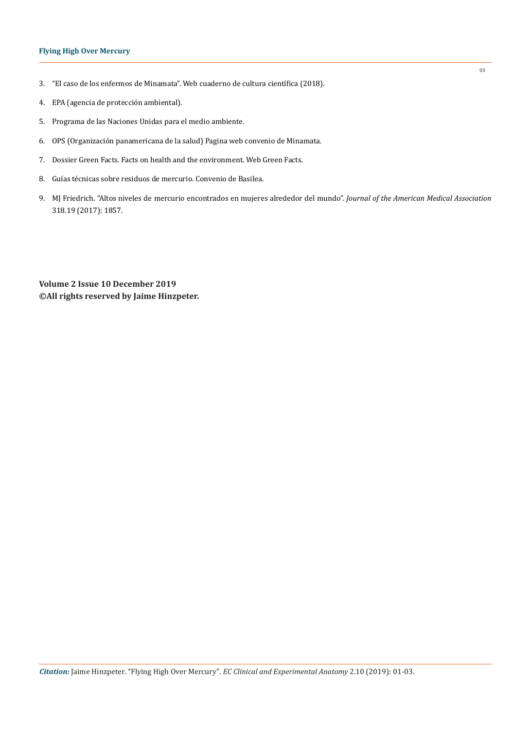3. "El caso de los enfermos de Minamata". Web cuaderno de cultura científica (2018).
4. EPA (agencia de protección ambiental).
5. Programa de las Naciones Unidas para el medio ambiente.
6. OPS (Organización panamericana de la salud) Pagina web convenio de Minamata.
7. Dossier Green Facts. Facts on health and the environment. Web Green Facts.
8. Guías técnicas sobre residuos de mercurio. Convenio de Basilea.
9. MJ Friedrich. "Altos niveles de mercurio encontrados en mujeres alrededor del mundo". *Journal of the American Medical Association* 318.19 (2017): 1857.

**Volume 2 Issue 10 December 2019**
**©All rights reserved by Jaime Hinzpeter.**